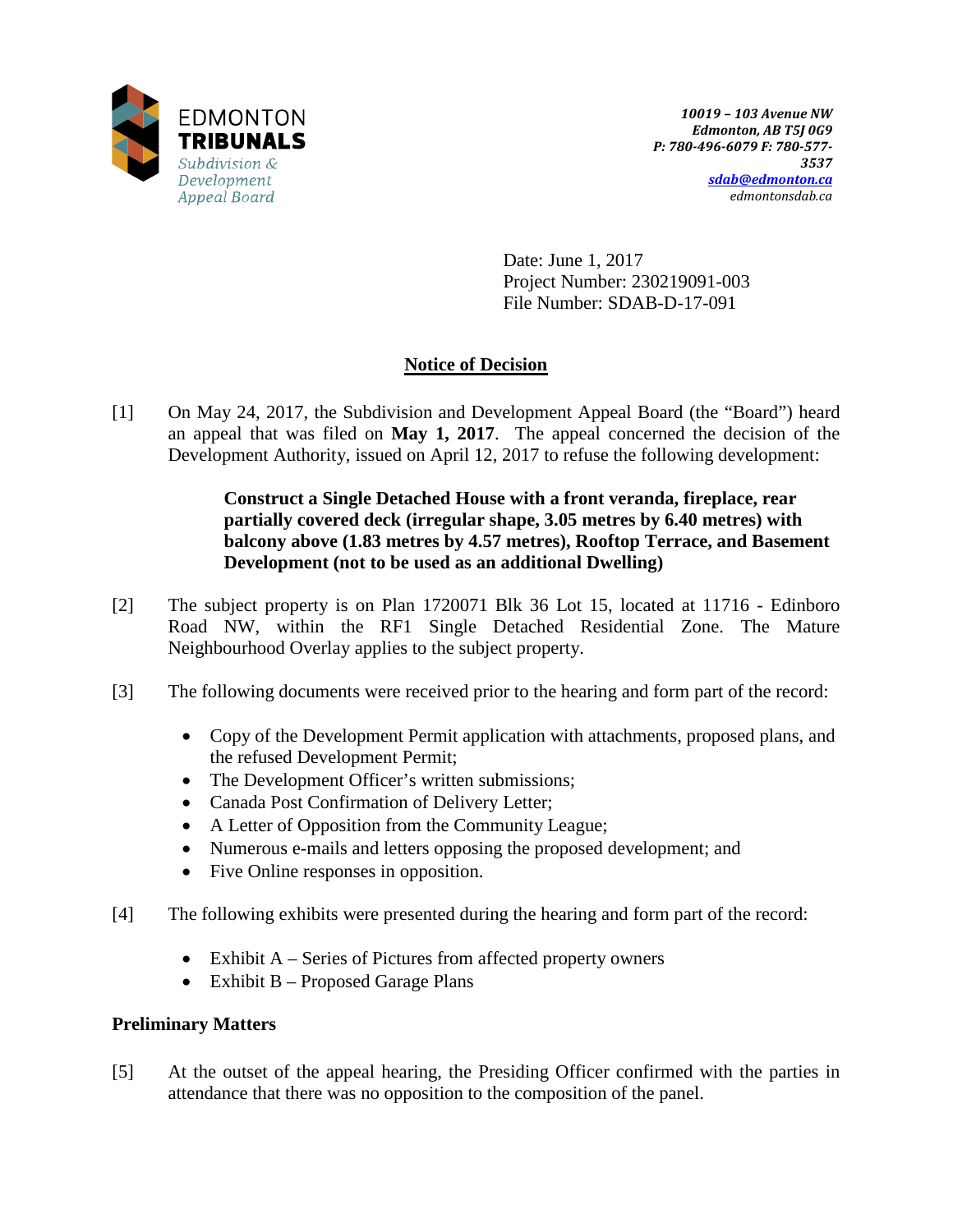EDMONTON
**TRIBUNALS**
*Subdivision & Development Appeal Board*

*10019 – 103 Avenue NW*
*Edmonton, AB T5J 0G9*
*P: 780-496-6079 F: 780-577-3537*
*sdab@edmonton.ca*
*edmontonsdab.ca*

Date: June 1, 2017
Project Number: 230219091-003
File Number: SDAB-D-17-091

## Notice of Decision

[1] On May 24, 2017, the Subdivision and Development Appeal Board (the "Board") heard an appeal that was filed on **May 1, 2017**. The appeal concerned the decision of the Development Authority, issued on April 12, 2017 to refuse the following development:

> **Construct a Single Detached House with a front veranda, fireplace, rear partially covered deck (irregular shape, 3.05 metres by 6.40 metres) with balcony above (1.83 metres by 4.57 metres), Rooftop Terrace, and Basement Development (not to be used as an additional Dwelling)**

[2] The subject property is on Plan 1720071 Blk 36 Lot 15, located at 11716 - Edinboro Road NW, within the RF1 Single Detached Residential Zone. The Mature Neighbourhood Overlay applies to the subject property.

[3] The following documents were received prior to the hearing and form part of the record:

- Copy of the Development Permit application with attachments, proposed plans, and the refused Development Permit;
- The Development Officer's written submissions;
- Canada Post Confirmation of Delivery Letter;
- A Letter of Opposition from the Community League;
- Numerous e-mails and letters opposing the proposed development; and
- Five Online responses in opposition.

[4] The following exhibits were presented during the hearing and form part of the record:

- Exhibit A – Series of Pictures from affected property owners
- Exhibit B – Proposed Garage Plans

### Preliminary Matters

[5] At the outset of the appeal hearing, the Presiding Officer confirmed with the parties in attendance that there was no opposition to the composition of the panel.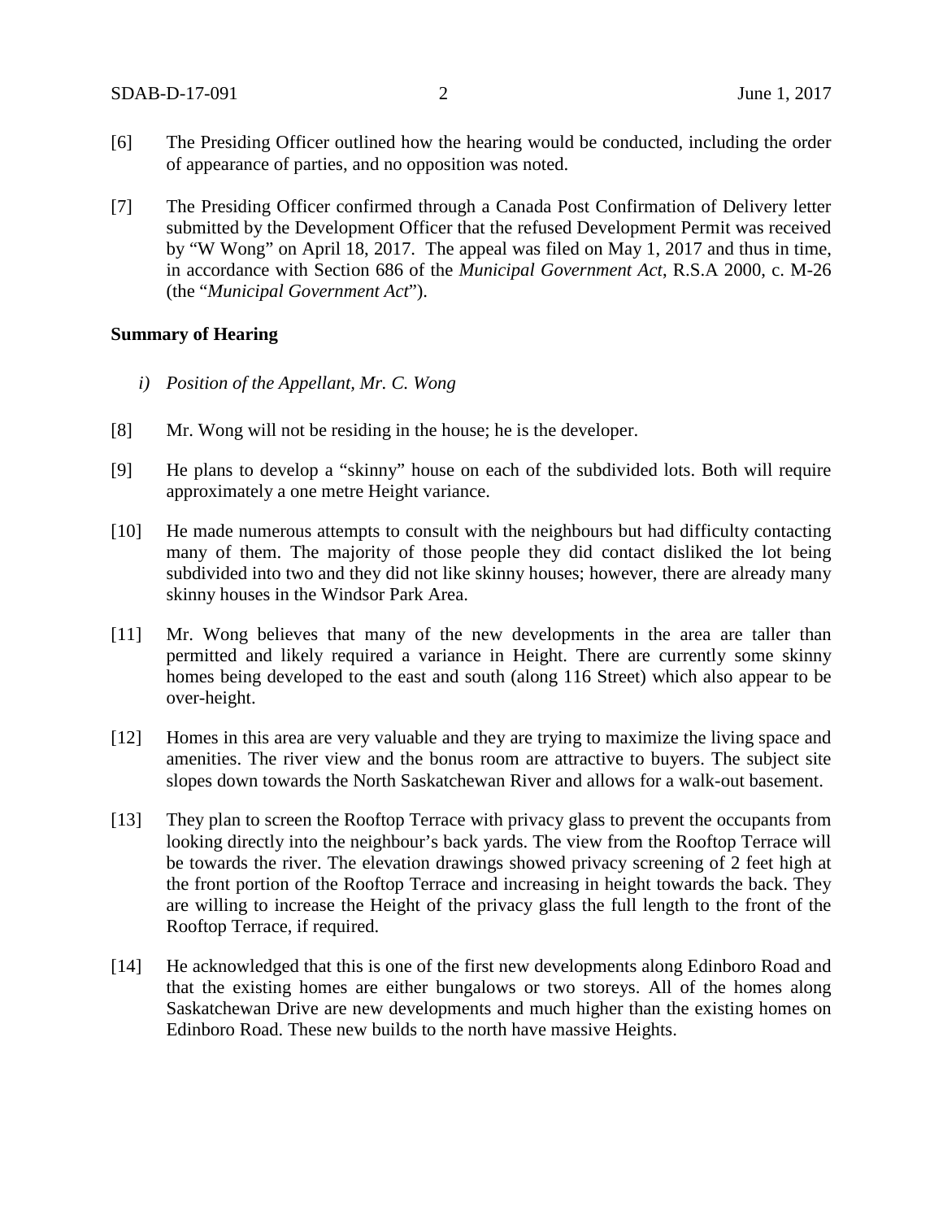[6] The Presiding Officer outlined how the hearing would be conducted, including the order of appearance of parties, and no opposition was noted.

[7] The Presiding Officer confirmed through a Canada Post Confirmation of Delivery letter submitted by the Development Officer that the refused Development Permit was received by "W Wong" on April 18, 2017. The appeal was filed on May 1, 2017 and thus in time, in accordance with Section 686 of the *Municipal Government Act*, R.S.A 2000, c. M-26 (the "*Municipal Government Act*").

**Summary of Hearing**

*i) Position of the Appellant, Mr. C. Wong*

[8] Mr. Wong will not be residing in the house; he is the developer.

[9] He plans to develop a "skinny" house on each of the subdivided lots. Both will require approximately a one metre Height variance.

[10] He made numerous attempts to consult with the neighbours but had difficulty contacting many of them. The majority of those people they did contact disliked the lot being subdivided into two and they did not like skinny houses; however, there are already many skinny houses in the Windsor Park Area.

[11] Mr. Wong believes that many of the new developments in the area are taller than permitted and likely required a variance in Height. There are currently some skinny homes being developed to the east and south (along 116 Street) which also appear to be over-height.

[12] Homes in this area are very valuable and they are trying to maximize the living space and amenities. The river view and the bonus room are attractive to buyers. The subject site slopes down towards the North Saskatchewan River and allows for a walk-out basement.

[13] They plan to screen the Rooftop Terrace with privacy glass to prevent the occupants from looking directly into the neighbour's back yards. The view from the Rooftop Terrace will be towards the river. The elevation drawings showed privacy screening of 2 feet high at the front portion of the Rooftop Terrace and increasing in height towards the back. They are willing to increase the Height of the privacy glass the full length to the front of the Rooftop Terrace, if required.

[14] He acknowledged that this is one of the first new developments along Edinboro Road and that the existing homes are either bungalows or two storeys. All of the homes along Saskatchewan Drive are new developments and much higher than the existing homes on Edinboro Road. These new builds to the north have massive Heights.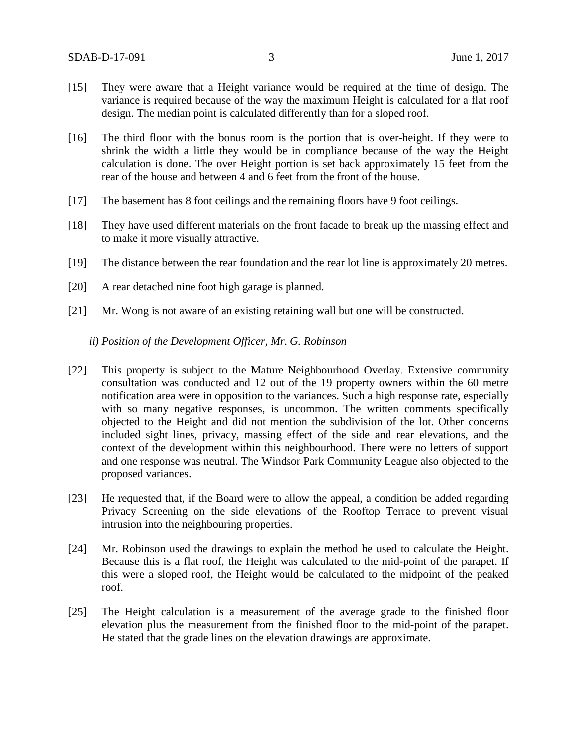[15] They were aware that a Height variance would be required at the time of design. The variance is required because of the way the maximum Height is calculated for a flat roof design. The median point is calculated differently than for a sloped roof.

[16] The third floor with the bonus room is the portion that is over-height. If they were to shrink the width a little they would be in compliance because of the way the Height calculation is done. The over Height portion is set back approximately 15 feet from the rear of the house and between 4 and 6 feet from the front of the house.

[17] The basement has 8 foot ceilings and the remaining floors have 9 foot ceilings.

[18] They have used different materials on the front facade to break up the massing effect and to make it more visually attractive.

[19] The distance between the rear foundation and the rear lot line is approximately 20 metres.

[20] A rear detached nine foot high garage is planned.

[21] Mr. Wong is not aware of an existing retaining wall but one will be constructed.

*ii) Position of the Development Officer, Mr. G. Robinson*

[22] This property is subject to the Mature Neighbourhood Overlay. Extensive community consultation was conducted and 12 out of the 19 property owners within the 60 metre notification area were in opposition to the variances. Such a high response rate, especially with so many negative responses, is uncommon. The written comments specifically objected to the Height and did not mention the subdivision of the lot. Other concerns included sight lines, privacy, massing effect of the side and rear elevations, and the context of the development within this neighbourhood. There were no letters of support and one response was neutral. The Windsor Park Community League also objected to the proposed variances.

[23] He requested that, if the Board were to allow the appeal, a condition be added regarding Privacy Screening on the side elevations of the Rooftop Terrace to prevent visual intrusion into the neighbouring properties.

[24] Mr. Robinson used the drawings to explain the method he used to calculate the Height. Because this is a flat roof, the Height was calculated to the mid-point of the parapet. If this were a sloped roof, the Height would be calculated to the midpoint of the peaked roof.

[25] The Height calculation is a measurement of the average grade to the finished floor elevation plus the measurement from the finished floor to the mid-point of the parapet. He stated that the grade lines on the elevation drawings are approximate.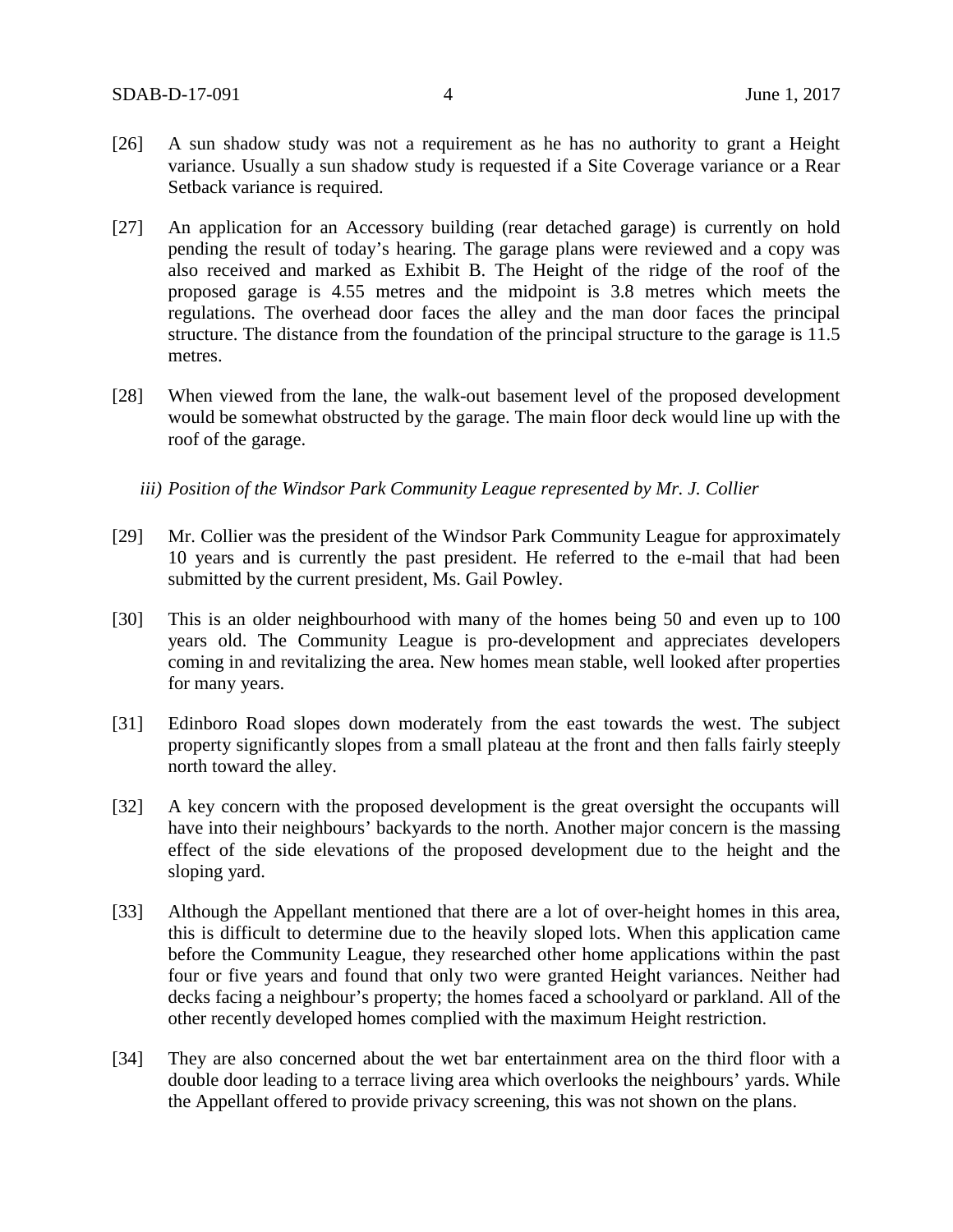[26] A sun shadow study was not a requirement as he has no authority to grant a Height variance. Usually a sun shadow study is requested if a Site Coverage variance or a Rear Setback variance is required.

[27] An application for an Accessory building (rear detached garage) is currently on hold pending the result of today's hearing. The garage plans were reviewed and a copy was also received and marked as Exhibit B. The Height of the ridge of the roof of the proposed garage is 4.55 metres and the midpoint is 3.8 metres which meets the regulations. The overhead door faces the alley and the man door faces the principal structure. The distance from the foundation of the principal structure to the garage is 11.5 metres.

[28] When viewed from the lane, the walk-out basement level of the proposed development would be somewhat obstructed by the garage. The main floor deck would line up with the roof of the garage.

*iii) Position of the Windsor Park Community League represented by Mr. J. Collier*

[29] Mr. Collier was the president of the Windsor Park Community League for approximately 10 years and is currently the past president. He referred to the e-mail that had been submitted by the current president, Ms. Gail Powley.

[30] This is an older neighbourhood with many of the homes being 50 and even up to 100 years old. The Community League is pro-development and appreciates developers coming in and revitalizing the area. New homes mean stable, well looked after properties for many years.

[31] Edinboro Road slopes down moderately from the east towards the west. The subject property significantly slopes from a small plateau at the front and then falls fairly steeply north toward the alley.

[32] A key concern with the proposed development is the great oversight the occupants will have into their neighbours' backyards to the north. Another major concern is the massing effect of the side elevations of the proposed development due to the height and the sloping yard.

[33] Although the Appellant mentioned that there are a lot of over-height homes in this area, this is difficult to determine due to the heavily sloped lots. When this application came before the Community League, they researched other home applications within the past four or five years and found that only two were granted Height variances. Neither had decks facing a neighbour's property; the homes faced a schoolyard or parkland. All of the other recently developed homes complied with the maximum Height restriction.

[34] They are also concerned about the wet bar entertainment area on the third floor with a double door leading to a terrace living area which overlooks the neighbours' yards. While the Appellant offered to provide privacy screening, this was not shown on the plans.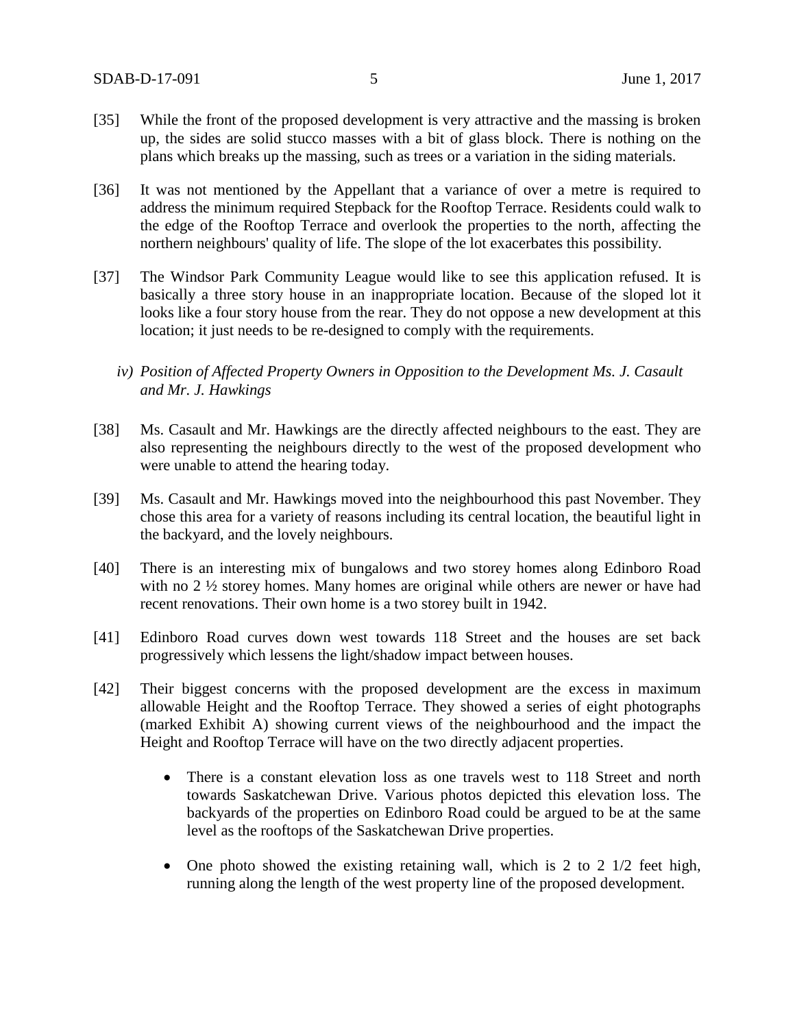[35] While the front of the proposed development is very attractive and the massing is broken up, the sides are solid stucco masses with a bit of glass block. There is nothing on the plans which breaks up the massing, such as trees or a variation in the siding materials.

[36] It was not mentioned by the Appellant that a variance of over a metre is required to address the minimum required Stepback for the Rooftop Terrace. Residents could walk to the edge of the Rooftop Terrace and overlook the properties to the north, affecting the northern neighbours' quality of life. The slope of the lot exacerbates this possibility.

[37] The Windsor Park Community League would like to see this application refused. It is basically a three story house in an inappropriate location. Because of the sloped lot it looks like a four story house from the rear. They do not oppose a new development at this location; it just needs to be re-designed to comply with the requirements.

*iv) Position of Affected Property Owners in Opposition to the Development Ms. J. Casault and Mr. J. Hawkings*

[38] Ms. Casault and Mr. Hawkings are the directly affected neighbours to the east. They are also representing the neighbours directly to the west of the proposed development who were unable to attend the hearing today.

[39] Ms. Casault and Mr. Hawkings moved into the neighbourhood this past November. They chose this area for a variety of reasons including its central location, the beautiful light in the backyard, and the lovely neighbours.

[40] There is an interesting mix of bungalows and two storey homes along Edinboro Road with no 2 ½ storey homes. Many homes are original while others are newer or have had recent renovations. Their own home is a two storey built in 1942.

[41] Edinboro Road curves down west towards 118 Street and the houses are set back progressively which lessens the light/shadow impact between houses.

[42] Their biggest concerns with the proposed development are the excess in maximum allowable Height and the Rooftop Terrace. They showed a series of eight photographs (marked Exhibit A) showing current views of the neighbourhood and the impact the Height and Rooftop Terrace will have on the two directly adjacent properties.

- There is a constant elevation loss as one travels west to 118 Street and north towards Saskatchewan Drive. Various photos depicted this elevation loss. The backyards of the properties on Edinboro Road could be argued to be at the same level as the rooftops of the Saskatchewan Drive properties.

- One photo showed the existing retaining wall, which is 2 to 2 1/2 feet high, running along the length of the west property line of the proposed development.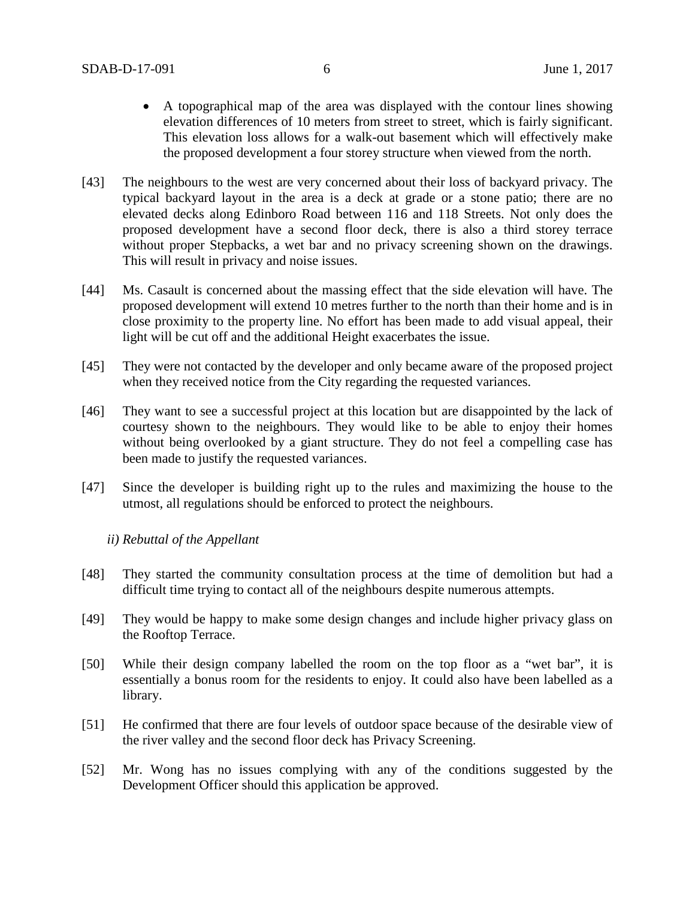- A topographical map of the area was displayed with the contour lines showing elevation differences of 10 meters from street to street, which is fairly significant. This elevation loss allows for a walk-out basement which will effectively make the proposed development a four storey structure when viewed from the north.

[43] The neighbours to the west are very concerned about their loss of backyard privacy. The typical backyard layout in the area is a deck at grade or a stone patio; there are no elevated decks along Edinboro Road between 116 and 118 Streets. Not only does the proposed development have a second floor deck, there is also a third storey terrace without proper Stepbacks, a wet bar and no privacy screening shown on the drawings. This will result in privacy and noise issues.

[44] Ms. Casault is concerned about the massing effect that the side elevation will have. The proposed development will extend 10 metres further to the north than their home and is in close proximity to the property line. No effort has been made to add visual appeal, their light will be cut off and the additional Height exacerbates the issue.

[45] They were not contacted by the developer and only became aware of the proposed project when they received notice from the City regarding the requested variances.

[46] They want to see a successful project at this location but are disappointed by the lack of courtesy shown to the neighbours. They would like to be able to enjoy their homes without being overlooked by a giant structure. They do not feel a compelling case has been made to justify the requested variances.

[47] Since the developer is building right up to the rules and maximizing the house to the utmost, all regulations should be enforced to protect the neighbours.

*ii) Rebuttal of the Appellant*

[48] They started the community consultation process at the time of demolition but had a difficult time trying to contact all of the neighbours despite numerous attempts.

[49] They would be happy to make some design changes and include higher privacy glass on the Rooftop Terrace.

[50] While their design company labelled the room on the top floor as a "wet bar", it is essentially a bonus room for the residents to enjoy. It could also have been labelled as a library.

[51] He confirmed that there are four levels of outdoor space because of the desirable view of the river valley and the second floor deck has Privacy Screening.

[52] Mr. Wong has no issues complying with any of the conditions suggested by the Development Officer should this application be approved.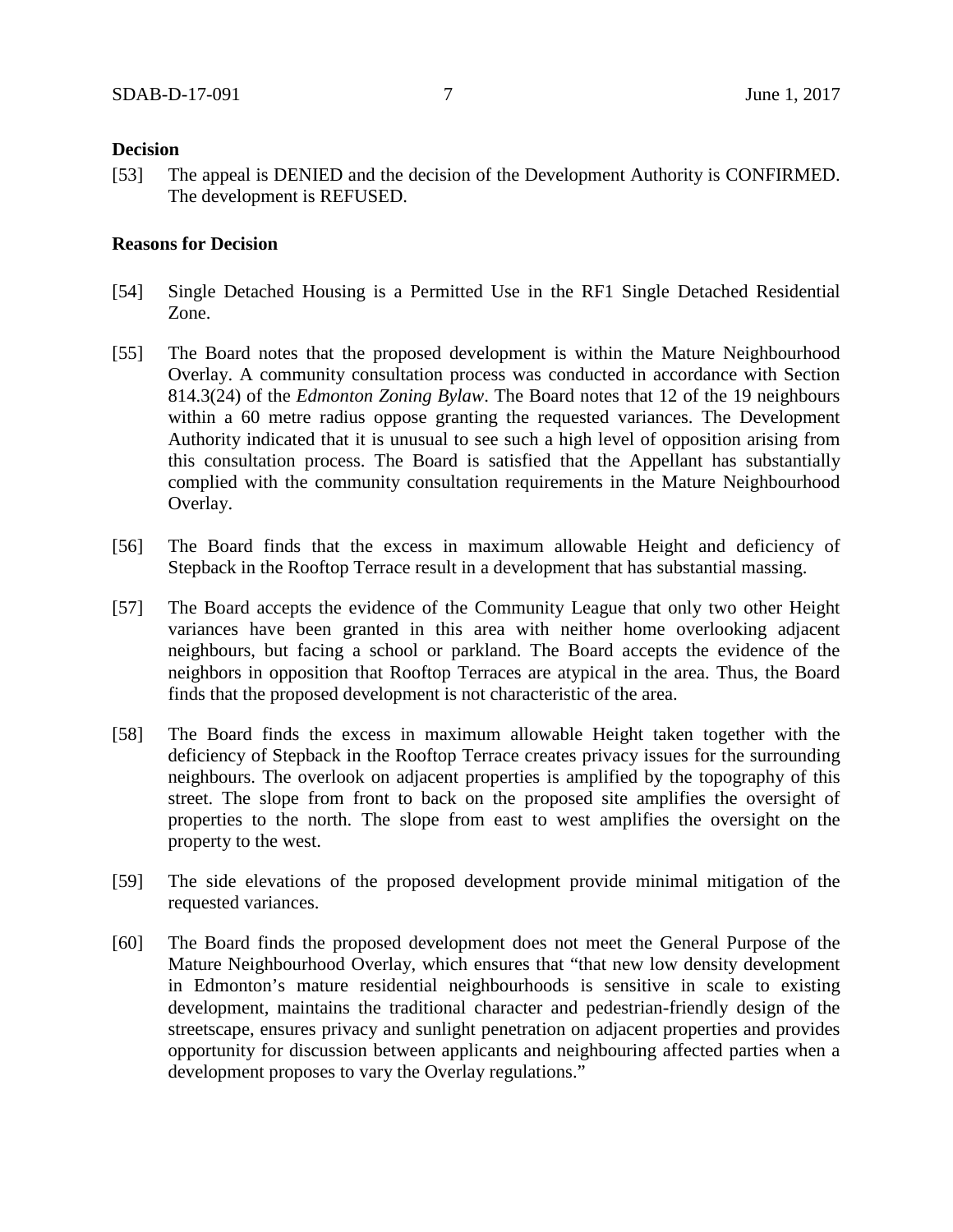**Decision**

[53] The appeal is DENIED and the decision of the Development Authority is CONFIRMED. The development is REFUSED.

**Reasons for Decision**

[54] Single Detached Housing is a Permitted Use in the RF1 Single Detached Residential Zone.

[55] The Board notes that the proposed development is within the Mature Neighbourhood Overlay. A community consultation process was conducted in accordance with Section 814.3(24) of the *Edmonton Zoning Bylaw*. The Board notes that 12 of the 19 neighbours within a 60 metre radius oppose granting the requested variances. The Development Authority indicated that it is unusual to see such a high level of opposition arising from this consultation process. The Board is satisfied that the Appellant has substantially complied with the community consultation requirements in the Mature Neighbourhood Overlay.

[56] The Board finds that the excess in maximum allowable Height and deficiency of Stepback in the Rooftop Terrace result in a development that has substantial massing.

[57] The Board accepts the evidence of the Community League that only two other Height variances have been granted in this area with neither home overlooking adjacent neighbours, but facing a school or parkland. The Board accepts the evidence of the neighbors in opposition that Rooftop Terraces are atypical in the area. Thus, the Board finds that the proposed development is not characteristic of the area.

[58] The Board finds the excess in maximum allowable Height taken together with the deficiency of Stepback in the Rooftop Terrace creates privacy issues for the surrounding neighbours. The overlook on adjacent properties is amplified by the topography of this street. The slope from front to back on the proposed site amplifies the oversight of properties to the north. The slope from east to west amplifies the oversight on the property to the west.

[59] The side elevations of the proposed development provide minimal mitigation of the requested variances.

[60] The Board finds the proposed development does not meet the General Purpose of the Mature Neighbourhood Overlay, which ensures that "that new low density development in Edmonton's mature residential neighbourhoods is sensitive in scale to existing development, maintains the traditional character and pedestrian-friendly design of the streetscape, ensures privacy and sunlight penetration on adjacent properties and provides opportunity for discussion between applicants and neighbouring affected parties when a development proposes to vary the Overlay regulations."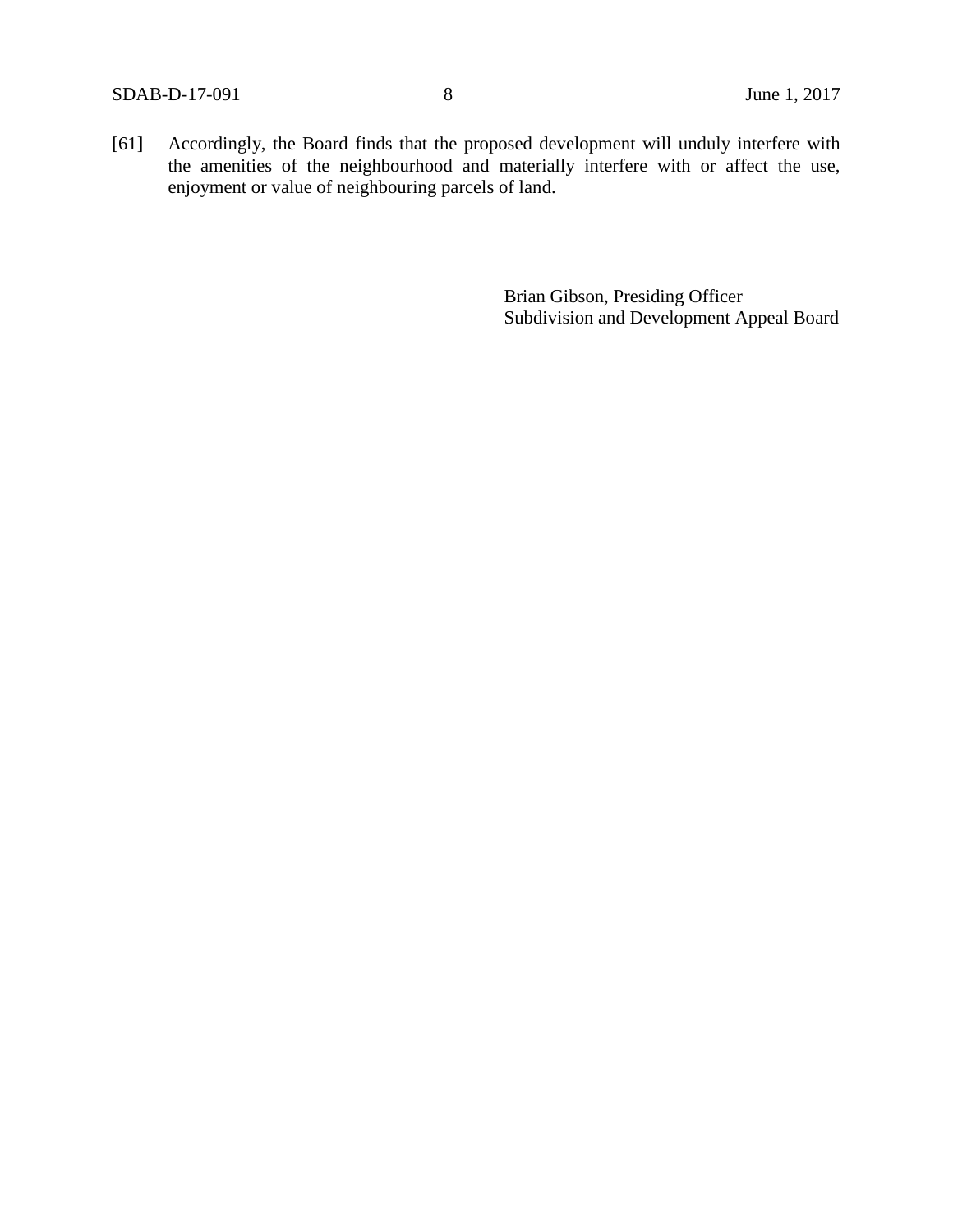[61] Accordingly, the Board finds that the proposed development will unduly interfere with the amenities of the neighbourhood and materially interfere with or affect the use, enjoyment or value of neighbouring parcels of land.

Brian Gibson, Presiding Officer
Subdivision and Development Appeal Board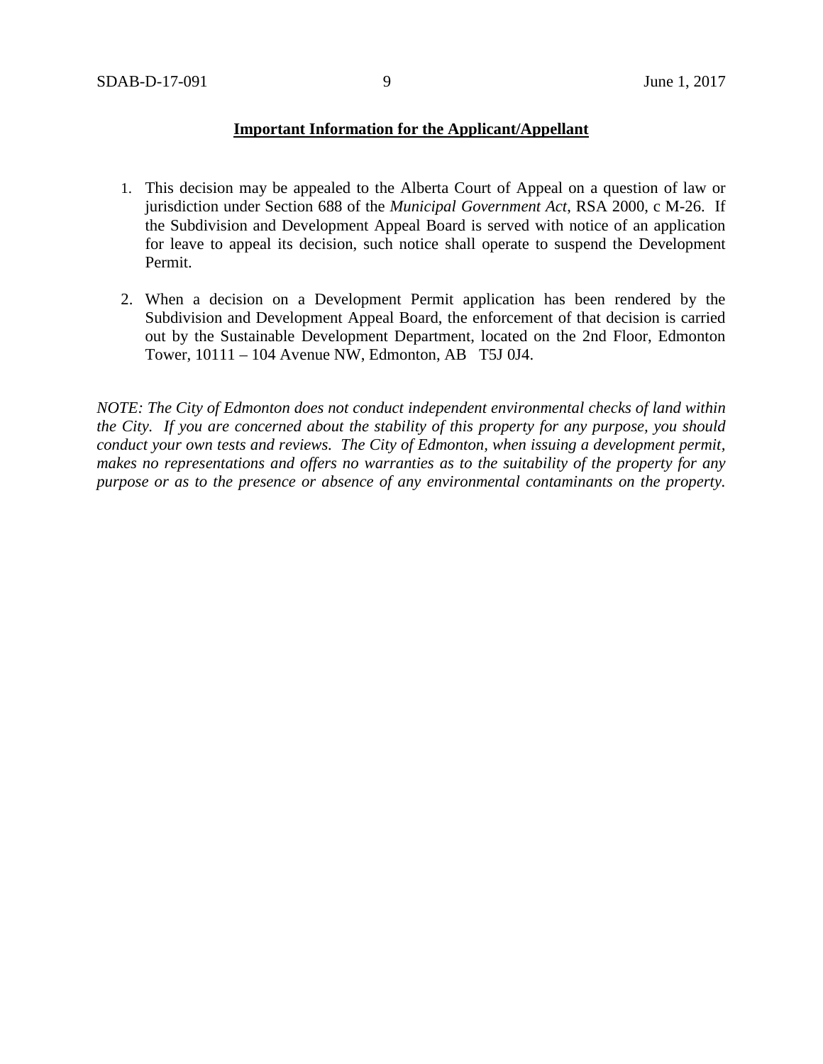**Important Information for the Applicant/Appellant**

1. This decision may be appealed to the Alberta Court of Appeal on a question of law or jurisdiction under Section 688 of the *Municipal Government Act*, RSA 2000, c M-26. If the Subdivision and Development Appeal Board is served with notice of an application for leave to appeal its decision, such notice shall operate to suspend the Development Permit.

2. When a decision on a Development Permit application has been rendered by the Subdivision and Development Appeal Board, the enforcement of that decision is carried out by the Sustainable Development Department, located on the 2nd Floor, Edmonton Tower, 10111 – 104 Avenue NW, Edmonton, AB T5J 0J4.

*NOTE: The City of Edmonton does not conduct independent environmental checks of land within the City. If you are concerned about the stability of this property for any purpose, you should conduct your own tests and reviews. The City of Edmonton, when issuing a development permit, makes no representations and offers no warranties as to the suitability of the property for any purpose or as to the presence or absence of any environmental contaminants on the property.*